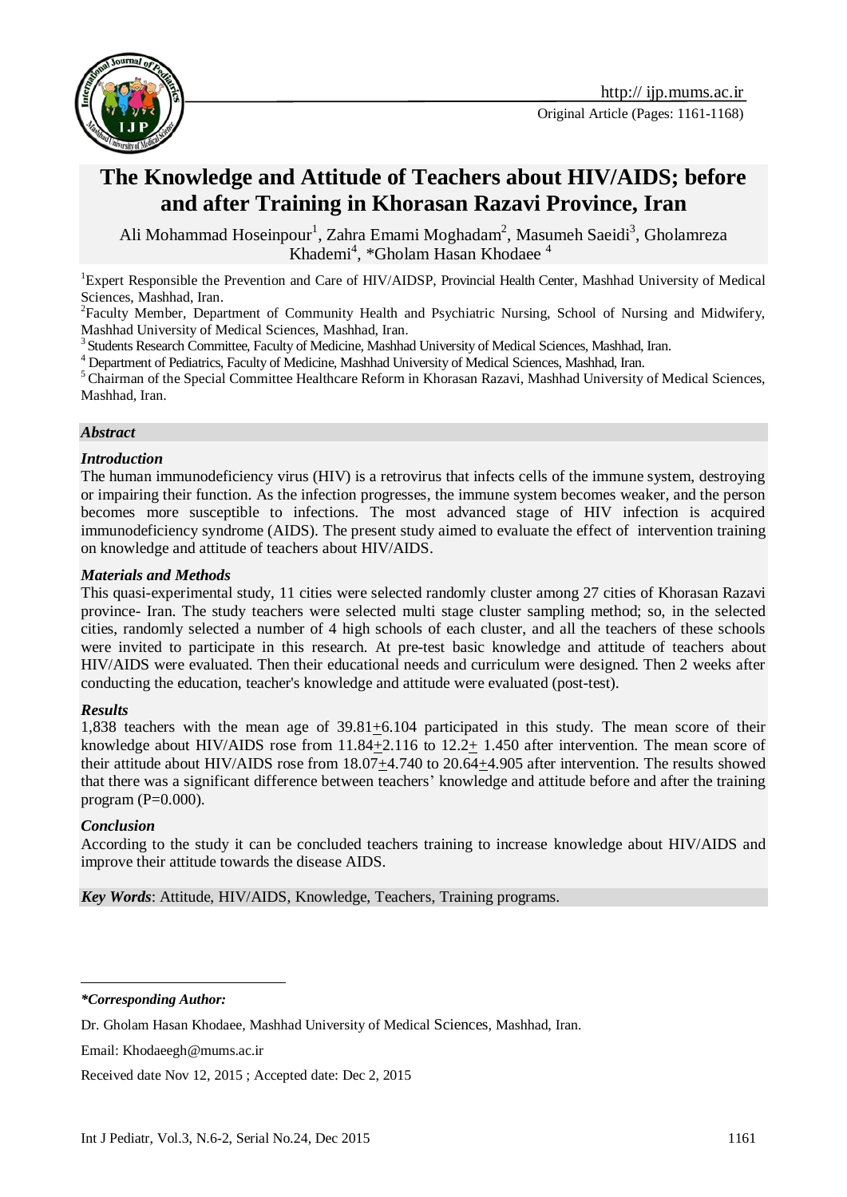Original Article (Pages: 1161-1168)

# The Knowledge and Attitude of Teachers about HIV/AIDS; before and after Training in Khorasan Razavi Province, Iran

Ali Mohammad Hoseinpour[1], Zahra Emami Moghadam[2], Masumeh Saeidi[3], Gholamreza Khademi[4], *Gholam Hasan Khodaee [4]

[1]Expert Responsible the Prevention and Care of HIV/AIDSP, Provincial Health Center, Mashhad University of Medical Sciences, Mashhad, Iran.

[2]Faculty Member, Department of Community Health and Psychiatric Nursing, School of Nursing and Midwifery, Mashhad University of Medical Sciences, Mashhad, Iran.

[3] Students Research Committee, Faculty of Medicine, Mashhad University of Medical Sciences, Mashhad, Iran.

[4] Department of Pediatrics, Faculty of Medicine, Mashhad University of Medical Sciences, Mashhad, Iran.

[5] Chairman of the Special Committee Healthcare Reform in Khorasan Razavi, Mashhad University of Medical Sciences, Mashhad, Iran.

***Abstract***

***Introduction***

The human immunodeficiency virus (HIV) is a retrovirus that infects cells of the immune system, destroying or impairing their function. As the infection progresses, the immune system becomes weaker, and the person becomes more susceptible to infections. The most advanced stage of HIV infection is acquired immunodeficiency syndrome (AIDS). The present study aimed to evaluate the effect of intervention training on knowledge and attitude of teachers about HIV/AIDS.

***Materials and Methods***

This quasi-experimental study, 11 cities were selected randomly cluster among 27 cities of Khorasan Razavi province- Iran. The study teachers were selected multi stage cluster sampling method; so, in the selected cities, randomly selected a number of 4 high schools of each cluster, and all the teachers of these schools were invited to participate in this research. At pre-test basic knowledge and attitude of teachers about HIV/AIDS were evaluated. Then their educational needs and curriculum were designed. Then 2 weeks after conducting the education, teacher's knowledge and attitude were evaluated (post-test).

***Results***

1,838 teachers with the mean age of 39.81±6.104 participated in this study. The mean score of their knowledge about HIV/AIDS rose from 11.84±2.116 to 12.2± 1.450 after intervention. The mean score of their attitude about HIV/AIDS rose from 18.07±4.740 to 20.64±4.905 after intervention. The results showed that there was a significant difference between teachers' knowledge and attitude before and after the training program (P=0.000).

***Conclusion***

According to the study it can be concluded teachers training to increase knowledge about HIV/AIDS and improve their attitude towards the disease AIDS.

***Key Words***: Attitude, HIV/AIDS, Knowledge, Teachers, Training programs.

---

***\*Corresponding Author:***

Dr. Gholam Hasan Khodaee, Mashhad University of Medical Sciences, Mashhad, Iran.

Email: Khodaeegh@mums.ac.ir

Received date Nov 12, 2015 ; Accepted date: Dec 2, 2015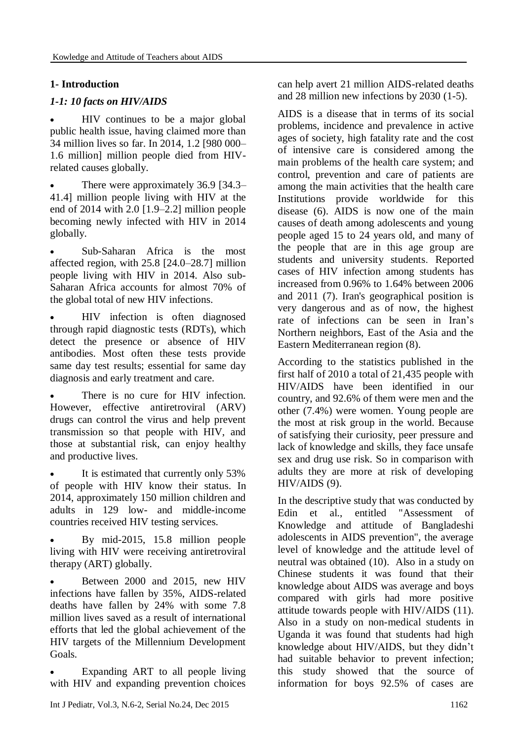## 1- Introduction

### *1-1: 10 facts on HIV/AIDS*

- HIV continues to be a major global public health issue, having claimed more than 34 million lives so far. In 2014, 1.2 [980 000–1.6 million] million people died from HIV-related causes globally.
- There were approximately 36.9 [34.3–41.4] million people living with HIV at the end of 2014 with 2.0 [1.9–2.2] million people becoming newly infected with HIV in 2014 globally.
- Sub-Saharan Africa is the most affected region, with 25.8 [24.0–28.7] million people living with HIV in 2014. Also sub-Saharan Africa accounts for almost 70% of the global total of new HIV infections.
- HIV infection is often diagnosed through rapid diagnostic tests (RDTs), which detect the presence or absence of HIV antibodies. Most often these tests provide same day test results; essential for same day diagnosis and early treatment and care.
- There is no cure for HIV infection. However, effective antiretroviral (ARV) drugs can control the virus and help prevent transmission so that people with HIV, and those at substantial risk, can enjoy healthy and productive lives.
- It is estimated that currently only 53% of people with HIV know their status. In 2014, approximately 150 million children and adults in 129 low- and middle-income countries received HIV testing services.
- By mid-2015, 15.8 million people living with HIV were receiving antiretroviral therapy (ART) globally.
- Between 2000 and 2015, new HIV infections have fallen by 35%, AIDS-related deaths have fallen by 24% with some 7.8 million lives saved as a result of international efforts that led the global achievement of the HIV targets of the Millennium Development Goals.
- Expanding ART to all people living with HIV and expanding prevention choices can help avert 21 million AIDS-related deaths and 28 million new infections by 2030 (1-5).

AIDS is a disease that in terms of its social problems, incidence and prevalence in active ages of society, high fatality rate and the cost of intensive care is considered among the main problems of the health care system; and control, prevention and care of patients are among the main activities that the health care Institutions provide worldwide for this disease (6). AIDS is now one of the main causes of death among adolescents and young people aged 15 to 24 years old, and many of the people that are in this age group are students and university students. Reported cases of HIV infection among students has increased from 0.96% to 1.64% between 2006 and 2011 (7). Iran's geographical position is very dangerous and as of now, the highest rate of infections can be seen in Iran’s Northern neighbors, East of the Asia and the Eastern Mediterranean region (8).

According to the statistics published in the first half of 2010 a total of 21,435 people with HIV/AIDS have been identified in our country, and 92.6% of them were men and the other (7.4%) were women. Young people are the most at risk group in the world. Because of satisfying their curiosity, peer pressure and lack of knowledge and skills, they face unsafe sex and drug use risk. So in comparison with adults they are more at risk of developing HIV/AIDS (9).

In the descriptive study that was conducted by Edin et al., entitled "Assessment of Knowledge and attitude of Bangladeshi adolescents in AIDS prevention", the average level of knowledge and the attitude level of neutral was obtained (10). Also in a study on Chinese students it was found that their knowledge about AIDS was average and boys compared with girls had more positive attitude towards people with HIV/AIDS (11). Also in a study on non-medical students in Uganda it was found that students had high knowledge about HIV/AIDS, but they didn’t had suitable behavior to prevent infection; this study showed that the source of information for boys 92.5% of cases are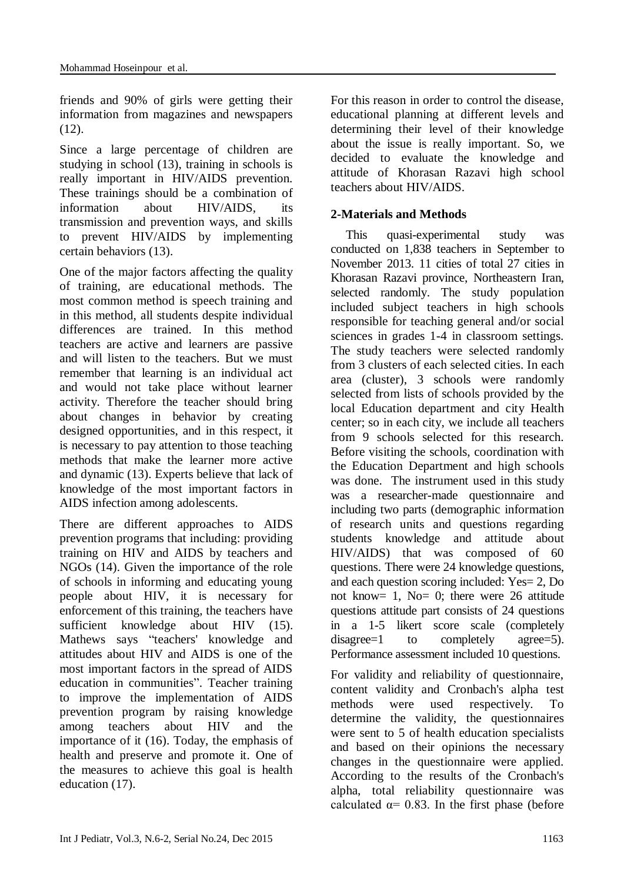friends and 90% of girls were getting their information from magazines and newspapers (12).

Since a large percentage of children are studying in school (13), training in schools is really important in HIV/AIDS prevention. These trainings should be a combination of information about HIV/AIDS, its transmission and prevention ways, and skills to prevent HIV/AIDS by implementing certain behaviors (13).

One of the major factors affecting the quality of training, are educational methods. The most common method is speech training and in this method, all students despite individual differences are trained. In this method teachers are active and learners are passive and will listen to the teachers. But we must remember that learning is an individual act and would not take place without learner activity. Therefore the teacher should bring about changes in behavior by creating designed opportunities, and in this respect, it is necessary to pay attention to those teaching methods that make the learner more active and dynamic (13). Experts believe that lack of knowledge of the most important factors in AIDS infection among adolescents.

There are different approaches to AIDS prevention programs that including: providing training on HIV and AIDS by teachers and NGOs (14). Given the importance of the role of schools in informing and educating young people about HIV, it is necessary for enforcement of this training, the teachers have sufficient knowledge about HIV (15). Mathews says "teachers' knowledge and attitudes about HIV and AIDS is one of the most important factors in the spread of AIDS education in communities". Teacher training to improve the implementation of AIDS prevention program by raising knowledge among teachers about HIV and the importance of it (16). Today, the emphasis of health and preserve and promote it. One of the measures to achieve this goal is health education (17).

For this reason in order to control the disease, educational planning at different levels and determining their level of their knowledge about the issue is really important. So, we decided to evaluate the knowledge and attitude of Khorasan Razavi high school teachers about HIV/AIDS.

## 2-Materials and Methods

This quasi-experimental study was conducted on 1,838 teachers in September to November 2013. 11 cities of total 27 cities in Khorasan Razavi province, Northeastern Iran, selected randomly. The study population included subject teachers in high schools responsible for teaching general and/or social sciences in grades 1-4 in classroom settings. The study teachers were selected randomly from 3 clusters of each selected cities. In each area (cluster), 3 schools were randomly selected from lists of schools provided by the local Education department and city Health center; so in each city, we include all teachers from 9 schools selected for this research. Before visiting the schools, coordination with the Education Department and high schools was done. The instrument used in this study was a researcher-made questionnaire and including two parts (demographic information of research units and questions regarding students knowledge and attitude about HIV/AIDS) that was composed of 60 questions. There were 24 knowledge questions, and each question scoring included: Yes= 2, Do not know= 1, No= 0; there were 26 attitude questions attitude part consists of 24 questions in a 1-5 likert score scale (completely disagree=1 to completely agree=5). Performance assessment included 10 questions.

For validity and reliability of questionnaire, content validity and Cronbach's alpha test methods were used respectively. To determine the validity, the questionnaires were sent to 5 of health education specialists and based on their opinions the necessary changes in the questionnaire were applied. According to the results of the Cronbach's alpha, total reliability questionnaire was calculated $\alpha= 0.83$. In the first phase (before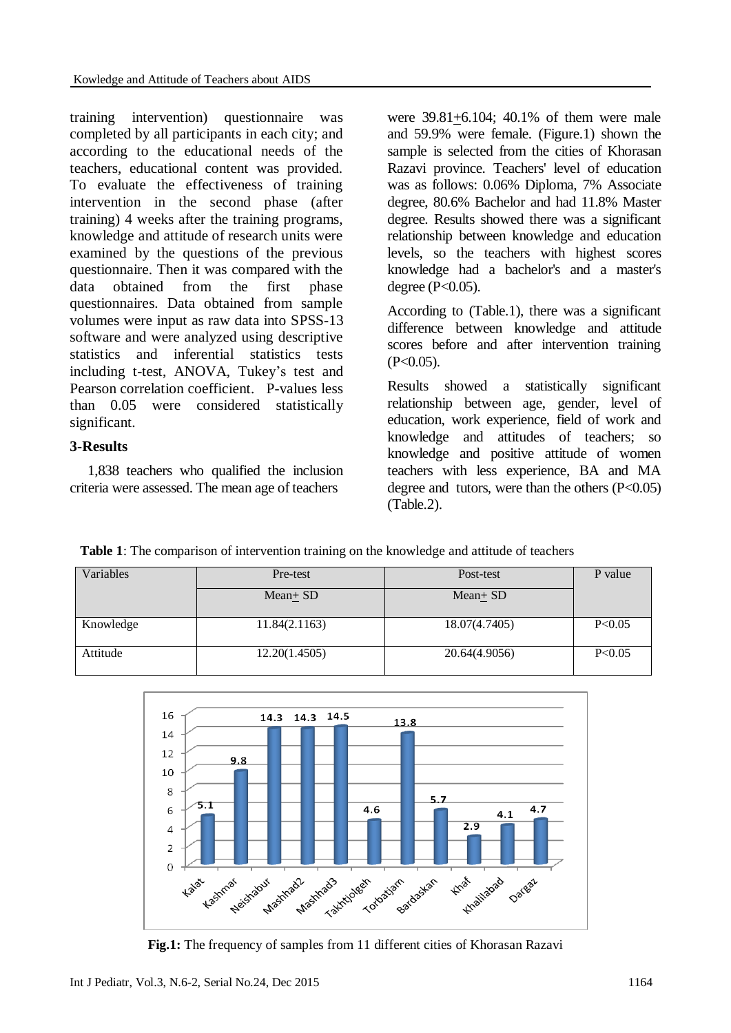training intervention) questionnaire was completed by all participants in each city; and according to the educational needs of the teachers, educational content was provided. To evaluate the effectiveness of training intervention in the second phase (after training) 4 weeks after the training programs, knowledge and attitude of research units were examined by the questions of the previous questionnaire. Then it was compared with the data obtained from the first phase questionnaires. Data obtained from sample volumes were input as raw data into SPSS-13 software and were analyzed using descriptive statistics and inferential statistics tests including t-test, ANOVA, Tukey's test and Pearson correlation coefficient. P-values less than 0.05 were considered statistically significant.

### 3-Results

1,838 teachers who qualified the inclusion criteria were assessed. The mean age of teachers were 39.81±6.104; 40.1% of them were male and 59.9% were female. (Figure.1) shown the sample is selected from the cities of Khorasan Razavi province. Teachers' level of education was as follows: 0.06% Diploma, 7% Associate degree, 80.6% Bachelor and had 11.8% Master degree. Results showed there was a significant relationship between knowledge and education levels, so the teachers with highest scores knowledge had a bachelor's and a master's degree ($P<0.05$).

According to (Table.1), there was a significant difference between knowledge and attitude scores before and after intervention training ($P<0.05$).

Results showed a statistically significant relationship between age, gender, level of education, work experience, field of work and knowledge and attitudes of teachers; so knowledge and positive attitude of women teachers with less experience, BA and MA degree and tutors, were than the others ($P<0.05$) (Table.2).

**Table 1**: The comparison of intervention training on the knowledge and attitude of teachers

| Variables | Pre-test | Post-test | P value |
|---|---|---|---|
| | Mean± SD | Mean± SD | |
| Knowledge | 11.84(2.1163) | 18.07(4.7405) | P<0.05 |
| Attitude | 12.20(1.4505) | 20.64(4.9056) | P<0.05 |

| City | Frequency |
|---|---|
| Kalat | 5.1 |
| Kashmar | 9.8 |
| Neishabur | 14.3 |
| Mashhad2 | 14.3 |
| Mashhad3 | 14.5 |
| Takhtjolgeh | 4.6 |
| Torbatjam | 13.8 |
| Bardaskan | 5.7 |
| Khaf | 2.9 |
| Khalilabad | 4.1 |
| Dargaz | 4.7 |

**Fig.1:** The frequency of samples from 11 different cities of Khorasan Razavi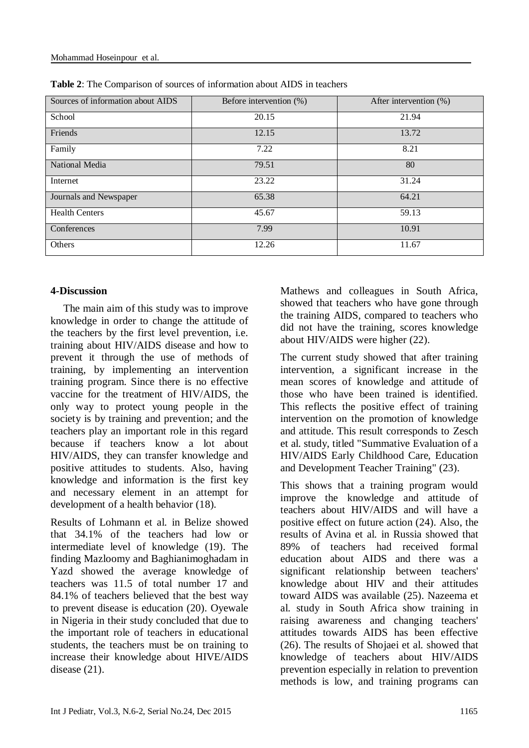**Table 2**: The Comparison of sources of information about AIDS in teachers

| Sources of information about AIDS | Before intervention (%) | After intervention (%) |
|---|---|---|
| School | 20.15 | 21.94 |
| Friends | 12.15 | 13.72 |
| Family | 7.22 | 8.21 |
| National Media | 79.51 | 80 |
| Internet | 23.22 | 31.24 |
| Journals and Newspaper | 65.38 | 64.21 |
| Health Centers | 45.67 | 59.13 |
| Conferences | 7.99 | 10.91 |
| Others | 12.26 | 11.67 |

## 4-Discussion

The main aim of this study was to improve knowledge in order to change the attitude of the teachers by the first level prevention, i.e. training about HIV/AIDS disease and how to prevent it through the use of methods of training, by implementing an intervention training program. Since there is no effective vaccine for the treatment of HIV/AIDS, the only way to protect young people in the society is by training and prevention; and the teachers play an important role in this regard because if teachers know a lot about HIV/AIDS, they can transfer knowledge and positive attitudes to students. Also, having knowledge and information is the first key and necessary element in an attempt for development of a health behavior (18).

Results of Lohmann et al. in Belize showed that 34.1% of the teachers had low or intermediate level of knowledge (19). The finding Mazloomy and Baghianimoghadam in Yazd showed the average knowledge of teachers was 11.5 of total number 17 and 84.1% of teachers believed that the best way to prevent disease is education (20). Oyewale in Nigeria in their study concluded that due to the important role of teachers in educational students, the teachers must be on training to increase their knowledge about HIVE/AIDS disease (21).

Mathews and colleagues in South Africa, showed that teachers who have gone through the training AIDS, compared to teachers who did not have the training, scores knowledge about HIV/AIDS were higher (22).

The current study showed that after training intervention, a significant increase in the mean scores of knowledge and attitude of those who have been trained is identified. This reflects the positive effect of training intervention on the promotion of knowledge and attitude. This result corresponds to Zesch et al. study, titled "Summative Evaluation of a HIV/AIDS Early Childhood Care, Education and Development Teacher Training" (23).

This shows that a training program would improve the knowledge and attitude of teachers about HIV/AIDS and will have a positive effect on future action (24). Also, the results of Avina et al. in Russia showed that 89% of teachers had received formal education about AIDS and there was a significant relationship between teachers' knowledge about HIV and their attitudes toward AIDS was available (25). Nazeema et al. study in South Africa show training in raising awareness and changing teachers' attitudes towards AIDS has been effective (26). The results of Shojaei et al. showed that knowledge of teachers about HIV/AIDS prevention especially in relation to prevention methods is low, and training programs can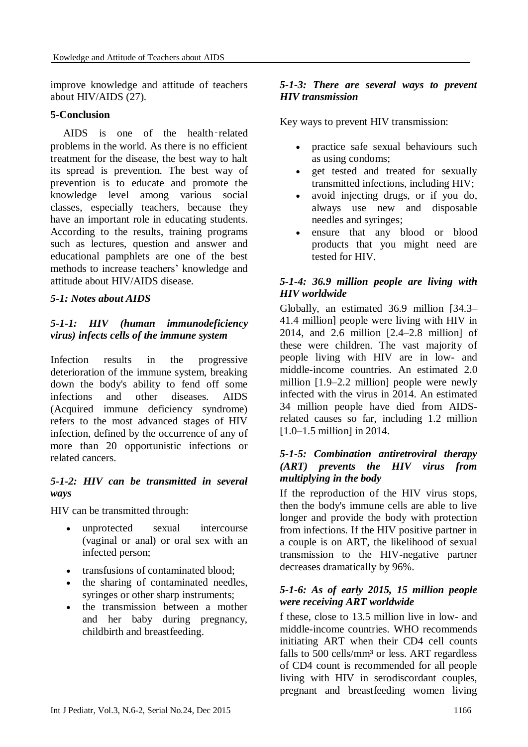improve knowledge and attitude of teachers about HIV/AIDS (27).

## 5-Conclusion

AIDS is one of the health‑related problems in the world. As there is no efficient treatment for the disease, the best way to halt its spread is prevention. The best way of prevention is to educate and promote the knowledge level among various social classes, especially teachers, because they have an important role in educating students. According to the results, training programs such as lectures, question and answer and educational pamphlets are one of the best methods to increase teachers' knowledge and attitude about HIV/AIDS disease.

### *5-1: Notes about AIDS*

#### *5-1-1: HIV (human immunodeficiency virus) infects cells of the immune system*

Infection results in the progressive deterioration of the immune system, breaking down the body's ability to fend off some infections and other diseases. AIDS (Acquired immune deficiency syndrome) refers to the most advanced stages of HIV infection, defined by the occurrence of any of more than 20 opportunistic infections or related cancers.

#### *5-1-2: HIV can be transmitted in several ways*

HIV can be transmitted through:

- unprotected sexual intercourse (vaginal or anal) or oral sex with an infected person;
- transfusions of contaminated blood;
- the sharing of contaminated needles, syringes or other sharp instruments;
- the transmission between a mother and her baby during pregnancy, childbirth and breastfeeding.

#### *5-1-3: There are several ways to prevent HIV transmission*

Key ways to prevent HIV transmission:

- practice safe sexual behaviours such as using condoms;
- get tested and treated for sexually transmitted infections, including HIV;
- avoid injecting drugs, or if you do, always use new and disposable needles and syringes;
- ensure that any blood or blood products that you might need are tested for HIV.

#### *5-1-4: 36.9 million people are living with HIV worldwide*

Globally, an estimated 36.9 million [34.3–41.4 million] people were living with HIV in 2014, and 2.6 million [2.4–2.8 million] of these were children. The vast majority of people living with HIV are in low- and middle-income countries. An estimated 2.0 million [1.9–2.2 million] people were newly infected with the virus in 2014. An estimated 34 million people have died from AIDS-related causes so far, including 1.2 million [1.0–1.5 million] in 2014.

#### *5-1-5: Combination antiretroviral therapy (ART) prevents the HIV virus from multiplying in the body*

If the reproduction of the HIV virus stops, then the body's immune cells are able to live longer and provide the body with protection from infections. If the HIV positive partner in a couple is on ART, the likelihood of sexual transmission to the HIV-negative partner decreases dramatically by 96%.

#### *5-1-6: As of early 2015, 15 million people were receiving ART worldwide*

f these, close to 13.5 million live in low- and middle-income countries. WHO recommends initiating ART when their CD4 cell counts falls to 500 cells/mm³ or less. ART regardless of CD4 count is recommended for all people living with HIV in serodiscordant couples, pregnant and breastfeeding women living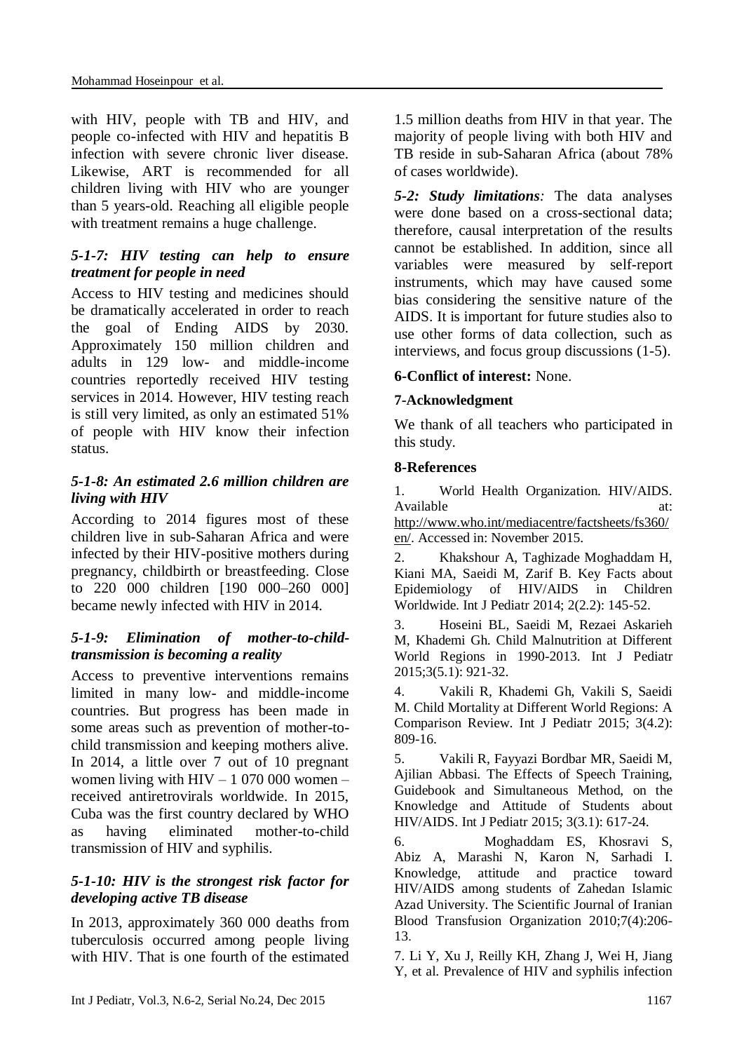with HIV, people with TB and HIV, and people co-infected with HIV and hepatitis B infection with severe chronic liver disease. Likewise, ART is recommended for all children living with HIV who are younger than 5 years-old. Reaching all eligible people with treatment remains a huge challenge.

### *5-1-7: HIV testing can help to ensure treatment for people in need*

Access to HIV testing and medicines should be dramatically accelerated in order to reach the goal of Ending AIDS by 2030. Approximately 150 million children and adults in 129 low- and middle-income countries reportedly received HIV testing services in 2014. However, HIV testing reach is still very limited, as only an estimated 51% of people with HIV know their infection status.

### *5-1-8: An estimated 2.6 million children are living with HIV*

According to 2014 figures most of these children live in sub-Saharan Africa and were infected by their HIV-positive mothers during pregnancy, childbirth or breastfeeding. Close to 220 000 children [190 000–260 000] became newly infected with HIV in 2014.

### *5-1-9: Elimination of mother-to-child-transmission is becoming a reality*

Access to preventive interventions remains limited in many low- and middle-income countries. But progress has been made in some areas such as prevention of mother-to-child transmission and keeping mothers alive. In 2014, a little over 7 out of 10 pregnant women living with HIV – 1 070 000 women – received antiretrovirals worldwide. In 2015, Cuba was the first country declared by WHO as having eliminated mother-to-child transmission of HIV and syphilis.

### *5-1-10: HIV is the strongest risk factor for developing active TB disease*

In 2013, approximately 360 000 deaths from tuberculosis occurred among people living with HIV. That is one fourth of the estimated 1.5 million deaths from HIV in that year. The majority of people living with both HIV and TB reside in sub-Saharan Africa (about 78% of cases worldwide).

***5-2: Study limitations**:* The data analyses were done based on a cross-sectional data; therefore, causal interpretation of the results cannot be established. In addition, since all variables were measured by self-report instruments, which may have caused some bias considering the sensitive nature of the AIDS. It is important for future studies also to use other forms of data collection, such as interviews, and focus group discussions (1-5).

## 6-Conflict of interest: None.

## 7-Acknowledgment

We thank of all teachers who participated in this study.

## 8-References

1. World Health Organization. HIV/AIDS. Available at: http://www.who.int/mediacentre/factsheets/fs360/en/. Accessed in: November 2015.
2. Khakshour A, Taghizade Moghaddam H, Kiani MA, Saeidi M, Zarif B. Key Facts about Epidemiology of HIV/AIDS in Children Worldwide. Int J Pediatr 2014; 2(2.2): 145-52.
3. Hoseini BL, Saeidi M, Rezaei Askarieh M, Khademi Gh. Child Malnutrition at Different World Regions in 1990-2013. Int J Pediatr 2015;3(5.1): 921-32.
4. Vakili R, Khademi Gh, Vakili S, Saeidi M. Child Mortality at Different World Regions: A Comparison Review. Int J Pediatr 2015; 3(4.2): 809-16.
5. Vakili R, Fayyazi Bordbar MR, Saeidi M, Ajilian Abbasi. The Effects of Speech Training, Guidebook and Simultaneous Method, on the Knowledge and Attitude of Students about HIV/AIDS. Int J Pediatr 2015; 3(3.1): 617-24.
6. Moghaddam ES, Khosravi S, Abiz A, Marashi N, Karon N, Sarhadi I. Knowledge, attitude and practice toward HIV/AIDS among students of Zahedan Islamic Azad University. The Scientific Journal of Iranian Blood Transfusion Organization 2010;7(4):206-13.
7. Li Y, Xu J, Reilly KH, Zhang J, Wei H, Jiang Y, et al. Prevalence of HIV and syphilis infection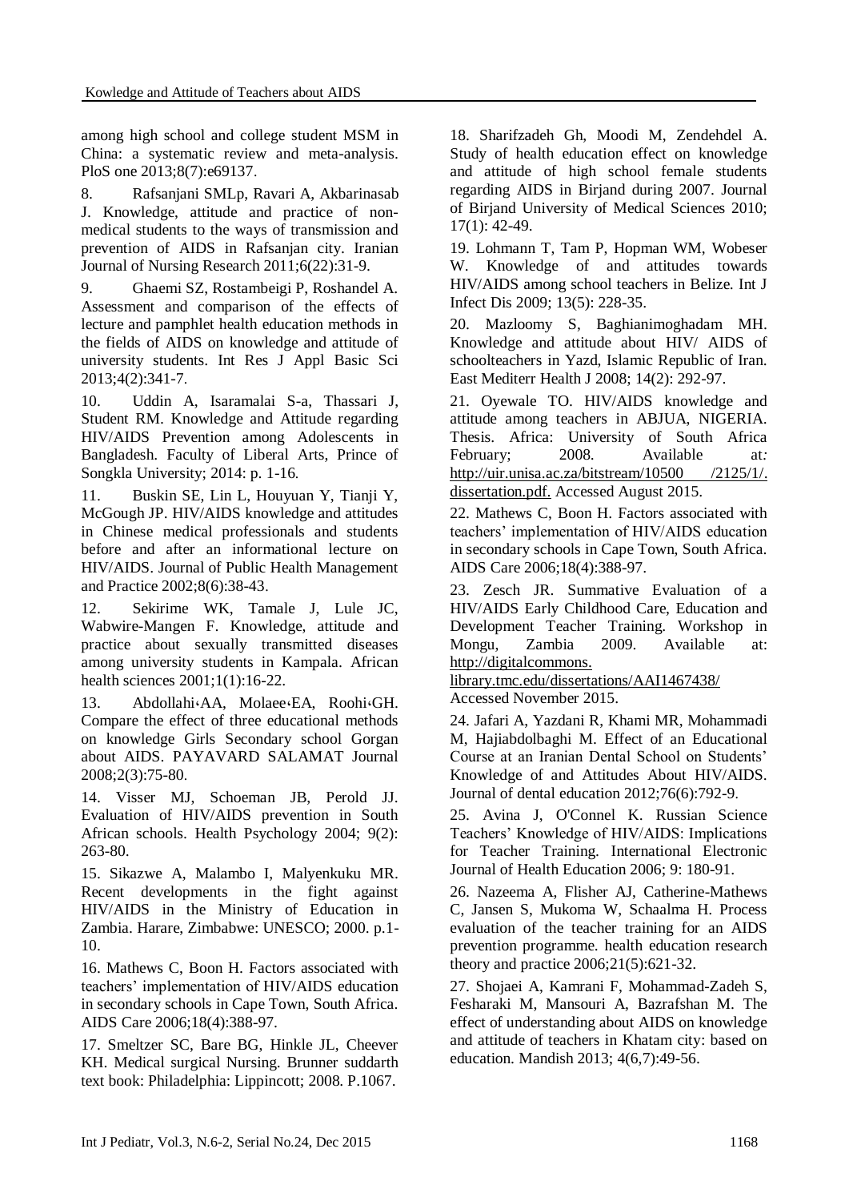among high school and college student MSM in China: a systematic review and meta-analysis. PloS one 2013;8(7):e69137.

8. Rafsanjani SMLp, Ravari A, Akbarinasab J. Knowledge, attitude and practice of non-medical students to the ways of transmission and prevention of AIDS in Rafsanjan city. Iranian Journal of Nursing Research 2011;6(22):31-9.

9. Ghaemi SZ, Rostambeigi P, Roshandel A. Assessment and comparison of the effects of lecture and pamphlet health education methods in the fields of AIDS on knowledge and attitude of university students. Int Res J Appl Basic Sci 2013;4(2):341-7.

10. Uddin A, Isaramalai S-a, Thassari J, Student RM. Knowledge and Attitude regarding HIV/AIDS Prevention among Adolescents in Bangladesh. Faculty of Liberal Arts, Prince of Songkla University; 2014: p. 1-16.

11. Buskin SE, Lin L, Houyuan Y, Tianji Y, McGough JP. HIV/AIDS knowledge and attitudes in Chinese medical professionals and students before and after an informational lecture on HIV/AIDS. Journal of Public Health Management and Practice 2002;8(6):38-43.

12. Sekirime WK, Tamale J, Lule JC, Wabwire-Mangen F. Knowledge, attitude and practice about sexually transmitted diseases among university students in Kampala. African health sciences 2001;1(1):16-22.

13. Abdollahi‹AA, Molaee‹EA, Roohi‹GH. Compare the effect of three educational methods on knowledge Girls Secondary school Gorgan about AIDS. PAYAVARD SALAMAT Journal 2008;2(3):75-80.

14. Visser MJ, Schoeman JB, Perold JJ. Evaluation of HIV/AIDS prevention in South African schools. Health Psychology 2004; 9(2): 263-80.

15. Sikazwe A, Malambo I, Malyenkuku MR. Recent developments in the fight against HIV/AIDS in the Ministry of Education in Zambia. Harare, Zimbabwe: UNESCO; 2000. p.1-10.

16. Mathews C, Boon H. Factors associated with teachers' implementation of HIV/AIDS education in secondary schools in Cape Town, South Africa. AIDS Care 2006;18(4):388-97.

17. Smeltzer SC, Bare BG, Hinkle JL, Cheever KH. Medical surgical Nursing. Brunner suddarth text book: Philadelphia: Lippincott; 2008. P.1067.

18. Sharifzadeh Gh, Moodi M, Zendehdel A. Study of health education effect on knowledge and attitude of high school female students regarding AIDS in Birjand during 2007. Journal of Birjand University of Medical Sciences 2010; 17(1): 42-49.

19. Lohmann T, Tam P, Hopman WM, Wobeser W. Knowledge of and attitudes towards HIV/AIDS among school teachers in Belize. Int J Infect Dis 2009; 13(5): 228-35.

20. Mazloomy S, Baghianimoghadam MH. Knowledge and attitude about HIV/ AIDS of schoolteachers in Yazd, Islamic Republic of Iran. East Mediterr Health J 2008; 14(2): 292-97.

21. Oyewale TO. HIV/AIDS knowledge and attitude among teachers in ABJUA, NIGERIA. Thesis. Africa: University of South Africa February; 2008. Available at: http://uir.unisa.ac.za/bitstream/10500 /2125/1/. dissertation.pdf. Accessed August 2015.

22. Mathews C, Boon H. Factors associated with teachers' implementation of HIV/AIDS education in secondary schools in Cape Town, South Africa. AIDS Care 2006;18(4):388-97.

23. Zesch JR. Summative Evaluation of a HIV/AIDS Early Childhood Care, Education and Development Teacher Training. Workshop in Mongu, Zambia 2009. Available at: http://digitalcommons. library.tmc.edu/dissertations/AAI1467438/ Accessed November 2015.

24. Jafari A, Yazdani R, Khami MR, Mohammadi M, Hajiabdolbaghi M. Effect of an Educational Course at an Iranian Dental School on Students' Knowledge of and Attitudes About HIV/AIDS. Journal of dental education 2012;76(6):792-9.

25. Avina J, O'Connel K. Russian Science Teachers' Knowledge of HIV/AIDS: Implications for Teacher Training. International Electronic Journal of Health Education 2006; 9: 180-91.

26. Nazeema A, Flisher AJ, Catherine-Mathews C, Jansen S, Mukoma W, Schaalma H. Process evaluation of the teacher training for an AIDS prevention programme. health education research theory and practice 2006;21(5):621-32.

27. Shojaei A, Kamrani F, Mohammad-Zadeh S, Fesharaki M, Mansouri A, Bazrafshan M. The effect of understanding about AIDS on knowledge and attitude of teachers in Khatam city: based on education. Mandish 2013; 4(6,7):49-56.